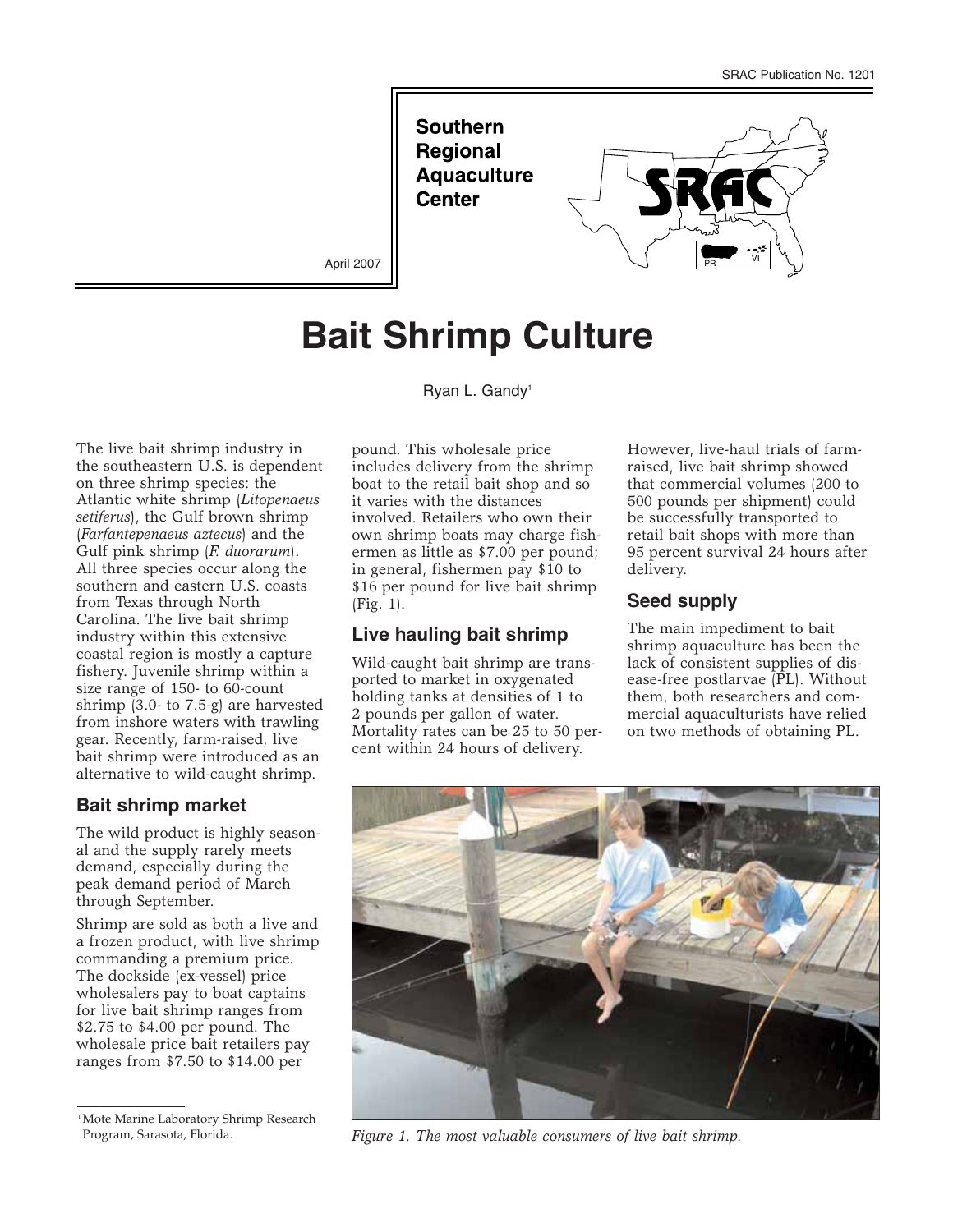SRAC Publication No. 1201

**Southern Regional Aquaculture Center**

April 2007

# Bait Shrimp Culture

Ryan L. Gandy[1]

The live bait shrimp industry in the southeastern U.S. is dependent on three shrimp species: the Atlantic white shrimp (*Litopenaeus setiferus*), the Gulf brown shrimp (*Farfantepenaeus aztecus*) and the Gulf pink shrimp (*F. duorarum*). All three species occur along the southern and eastern U.S. coasts from Texas through North Carolina. The live bait shrimp industry within this extensive coastal region is mostly a capture fishery. Juvenile shrimp within a size range of 150- to 60-count shrimp (3.0- to 7.5-g) are harvested from inshore waters with trawling gear. Recently, farm-raised, live bait shrimp were introduced as an alternative to wild-caught shrimp.

## Bait shrimp market

The wild product is highly seasonal and the supply rarely meets demand, especially during the peak demand period of March through September.

Shrimp are sold as both a live and a frozen product, with live shrimp commanding a premium price. The dockside (ex-vessel) price wholesalers pay to boat captains for live bait shrimp ranges from \$2.75 to \$4.00 per pound. The wholesale price bait retailers pay ranges from \$7.50 to \$14.00 per pound. This wholesale price includes delivery from the shrimp boat to the retail bait shop and so it varies with the distances involved. Retailers who own their own shrimp boats may charge fishermen as little as \$7.00 per pound; in general, fishermen pay \$10 to \$16 per pound for live bait shrimp (Fig. 1).

## Live hauling bait shrimp

Wild-caught bait shrimp are transported to market in oxygenated holding tanks at densities of 1 to 2 pounds per gallon of water. Mortality rates can be 25 to 50 percent within 24 hours of delivery. However, live-haul trials of farm-raised, live bait shrimp showed that commercial volumes (200 to 500 pounds per shipment) could be successfully transported to retail bait shops with more than 95 percent survival 24 hours after delivery.

## Seed supply

The main impediment to bait shrimp aquaculture has been the lack of consistent supplies of disease-free postlarvae (PL). Without them, both researchers and commercial aquaculturists have relied on two methods of obtaining PL.

*Figure 1. The most valuable consumers of live bait shrimp.*

[1] Mote Marine Laboratory Shrimp Research Program, Sarasota, Florida.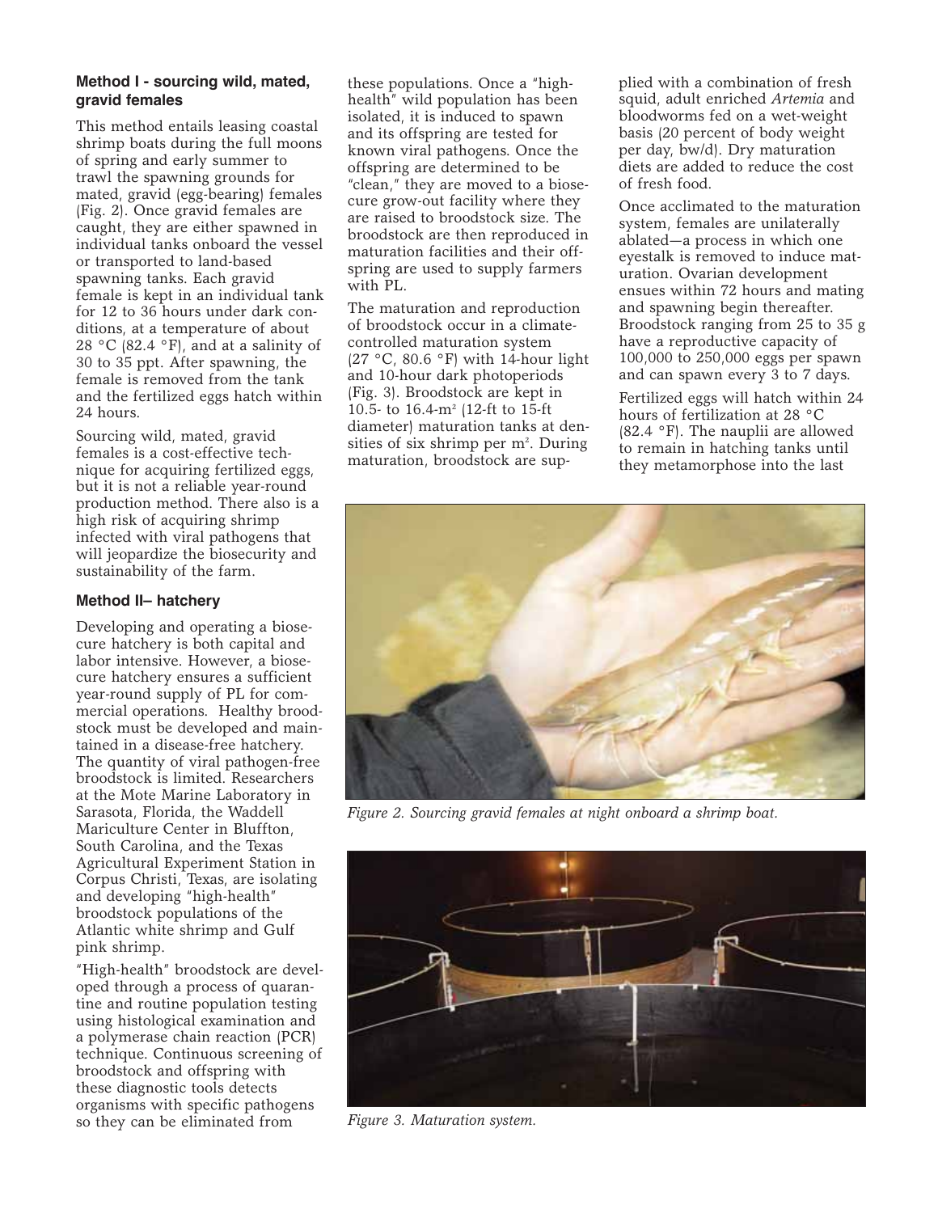### Method I - sourcing wild, mated, gravid females

This method entails leasing coastal shrimp boats during the full moons of spring and early summer to trawl the spawning grounds for mated, gravid (egg-bearing) females (Fig. 2). Once gravid females are caught, they are either spawned in individual tanks onboard the vessel or transported to land-based spawning tanks. Each gravid female is kept in an individual tank for 12 to 36 hours under dark conditions, at a temperature of about 28 °C (82.4 °F), and at a salinity of 30 to 35 ppt. After spawning, the female is removed from the tank and the fertilized eggs hatch within 24 hours.

Sourcing wild, mated, gravid females is a cost-effective technique for acquiring fertilized eggs, but it is not a reliable year-round production method. There also is a high risk of acquiring shrimp infected with viral pathogens that will jeopardize the biosecurity and sustainability of the farm.

### Method II– hatchery

Developing and operating a biosecure hatchery is both capital and labor intensive. However, a biosecure hatchery ensures a sufficient year-round supply of PL for commercial operations. Healthy broodstock must be developed and maintained in a disease-free hatchery. The quantity of viral pathogen-free broodstock is limited. Researchers at the Mote Marine Laboratory in Sarasota, Florida, the Waddell Mariculture Center in Bluffton, South Carolina, and the Texas Agricultural Experiment Station in Corpus Christi, Texas, are isolating and developing "high-health" broodstock populations of the Atlantic white shrimp and Gulf pink shrimp.

"High-health" broodstock are developed through a process of quarantine and routine population testing using histological examination and a polymerase chain reaction (PCR) technique. Continuous screening of broodstock and offspring with these diagnostic tools detects organisms with specific pathogens so they can be eliminated from these populations. Once a "high-health" wild population has been isolated, it is induced to spawn and its offspring are tested for known viral pathogens. Once the offspring are determined to be "clean," they are moved to a biosecure grow-out facility where they are raised to broodstock size. The broodstock are then reproduced in maturation facilities and their offspring are used to supply farmers with PL.

The maturation and reproduction of broodstock occur in a climate-controlled maturation system (27 °C, 80.6 °F) with 14-hour light and 10-hour dark photoperiods (Fig. 3). Broodstock are kept in 10.5- to 16.4-$m^2$ (12-ft to 15-ft diameter) maturation tanks at densities of six shrimp per $m^2$. During maturation, broodstock are supplied with a combination of fresh squid, adult enriched *Artemia* and bloodworms fed on a wet-weight basis (20 percent of body weight per day, bw/d). Dry maturation diets are added to reduce the cost of fresh food.

Once acclimated to the maturation system, females are unilaterally ablated—a process in which one eyestalk is removed to induce maturation. Ovarian development ensues within 72 hours and mating and spawning begin thereafter. Broodstock ranging from 25 to 35 g have a reproductive capacity of 100,000 to 250,000 eggs per spawn and can spawn every 3 to 7 days.

Fertilized eggs will hatch within 24 hours of fertilization at 28 °C (82.4 °F). The nauplii are allowed to remain in hatching tanks until they metamorphose into the last

*Figure 2. Sourcing gravid females at night onboard a shrimp boat.*

*Figure 3. Maturation system.*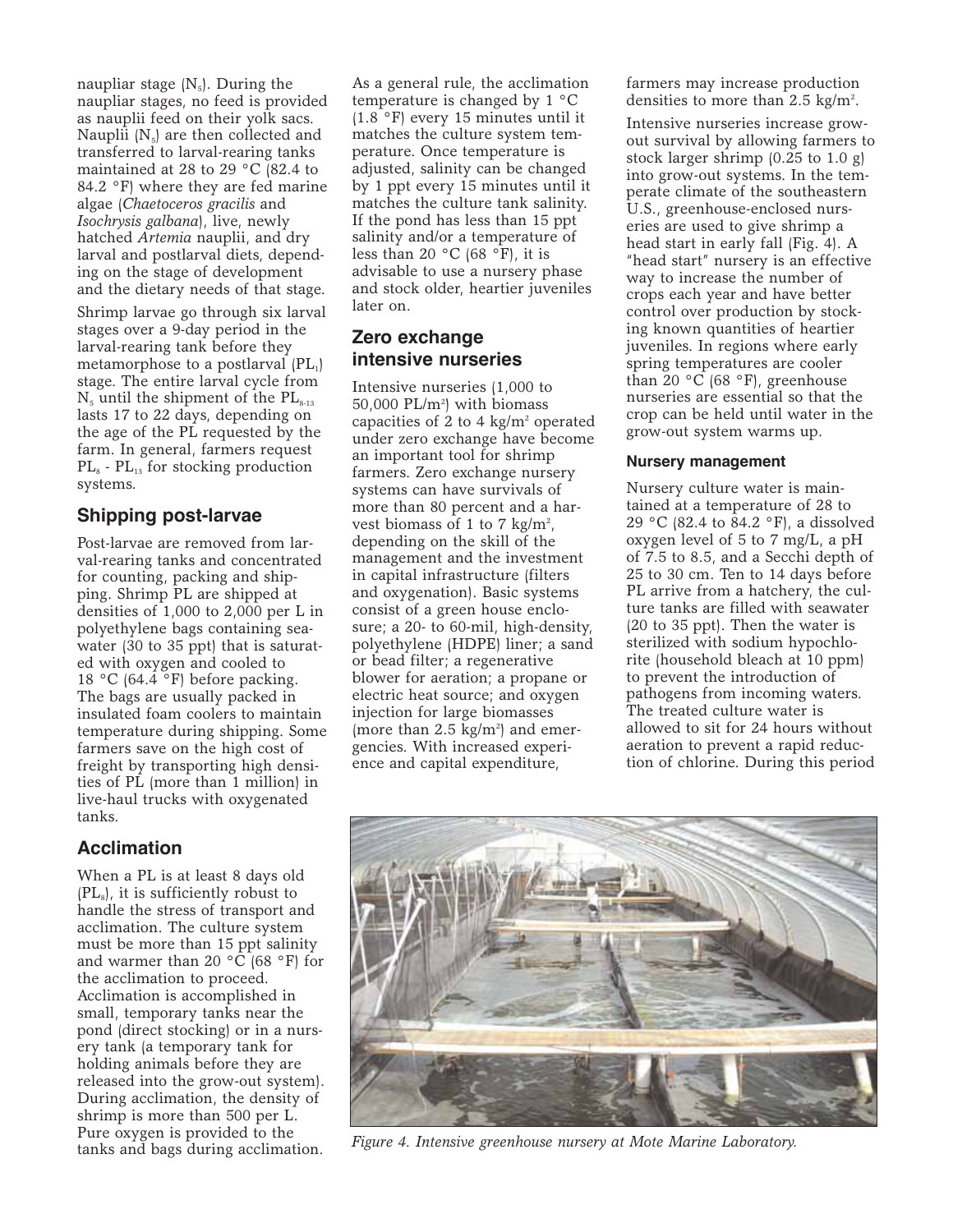naupliar stage ($N_5$). During the naupliar stages, no feed is provided as nauplii feed on their yolk sacs. Nauplii ($N_5$) are then collected and transferred to larval-rearing tanks maintained at 28 to 29 °C (82.4 to 84.2 °F) where they are fed marine algae (*Chaetoceros gracilis* and *Isochrysis galbana*), live, newly hatched *Artemia* nauplii, and dry larval and postlarval diets, depending on the stage of development and the dietary needs of that stage.

Shrimp larvae go through six larval stages over a 9-day period in the larval-rearing tank before they metamorphose to a postlarval ($PL_1$) stage. The entire larval cycle from $N_5$ until the shipment of the $PL_{8\text{-}13}$ lasts 17 to 22 days, depending on the age of the PL requested by the farm. In general, farmers request $PL_8$ - $PL_{13}$ for stocking production systems.

## Shipping post-larvae

Post-larvae are removed from larval-rearing tanks and concentrated for counting, packing and shipping. Shrimp PL are shipped at densities of 1,000 to 2,000 per L in polyethylene bags containing seawater (30 to 35 ppt) that is saturated with oxygen and cooled to 18 °C (64.4 °F) before packing. The bags are usually packed in insulated foam coolers to maintain temperature during shipping. Some farmers save on the high cost of freight by transporting high densities of PL (more than 1 million) in live-haul trucks with oxygenated tanks.

## Acclimation

When a PL is at least 8 days old ($PL_8$), it is sufficiently robust to handle the stress of transport and acclimation. The culture system must be more than 15 ppt salinity and warmer than 20 °C (68 °F) for the acclimation to proceed. Acclimation is accomplished in small, temporary tanks near the pond (direct stocking) or in a nursery tank (a temporary tank for holding animals before they are released into the grow-out system). During acclimation, the density of shrimp is more than 500 per L. Pure oxygen is provided to the tanks and bags during acclimation.

As a general rule, the acclimation temperature is changed by 1 °C (1.8 °F) every 15 minutes until it matches the culture system temperature. Once temperature is adjusted, salinity can be changed by 1 ppt every 15 minutes until it matches the culture tank salinity. If the pond has less than 15 ppt salinity and/or a temperature of less than 20 °C (68 °F), it is advisable to use a nursery phase and stock older, heartier juveniles later on.

## Zero exchange intensive nurseries

Intensive nurseries (1,000 to 50,000 PL/$m^2$) with biomass capacities of 2 to 4 kg/$m^2$ operated under zero exchange have become an important tool for shrimp farmers. Zero exchange nursery systems can have survivals of more than 80 percent and a harvest biomass of 1 to 7 kg/$m^2$, depending on the skill of the management and the investment in capital infrastructure (filters and oxygenation). Basic systems consist of a green house enclosure; a 20- to 60-mil, high-density, polyethylene (HDPE) liner; a sand or bead filter; a regenerative blower for aeration; a propane or electric heat source; and oxygen injection for large biomasses (more than 2.5 kg/$m^2$) and emergencies. With increased experience and capital expenditure, farmers may increase production densities to more than 2.5 kg/$m^2$.

Intensive nurseries increase grow-out survival by allowing farmers to stock larger shrimp (0.25 to 1.0 g) into grow-out systems. In the temperate climate of the southeastern U.S., greenhouse-enclosed nurseries are used to give shrimp a head start in early fall (Fig. 4). A "head start" nursery is an effective way to increase the number of crops each year and have better control over production by stocking known quantities of heartier juveniles. In regions where early spring temperatures are cooler than 20 °C (68 °F), greenhouse nurseries are essential so that the crop can be held until water in the grow-out system warms up.

### Nursery management

Nursery culture water is maintained at a temperature of 28 to 29 °C (82.4 to 84.2 °F), a dissolved oxygen level of 5 to 7 mg/L, a pH of 7.5 to 8.5, and a Secchi depth of 25 to 30 cm. Ten to 14 days before PL arrive from a hatchery, the culture tanks are filled with seawater (20 to 35 ppt). Then the water is sterilized with sodium hypochlorite (household bleach at 10 ppm) to prevent the introduction of pathogens from incoming waters. The treated culture water is allowed to sit for 24 hours without aeration to prevent a rapid reduction of chlorine. During this period

*Figure 4. Intensive greenhouse nursery at Mote Marine Laboratory.*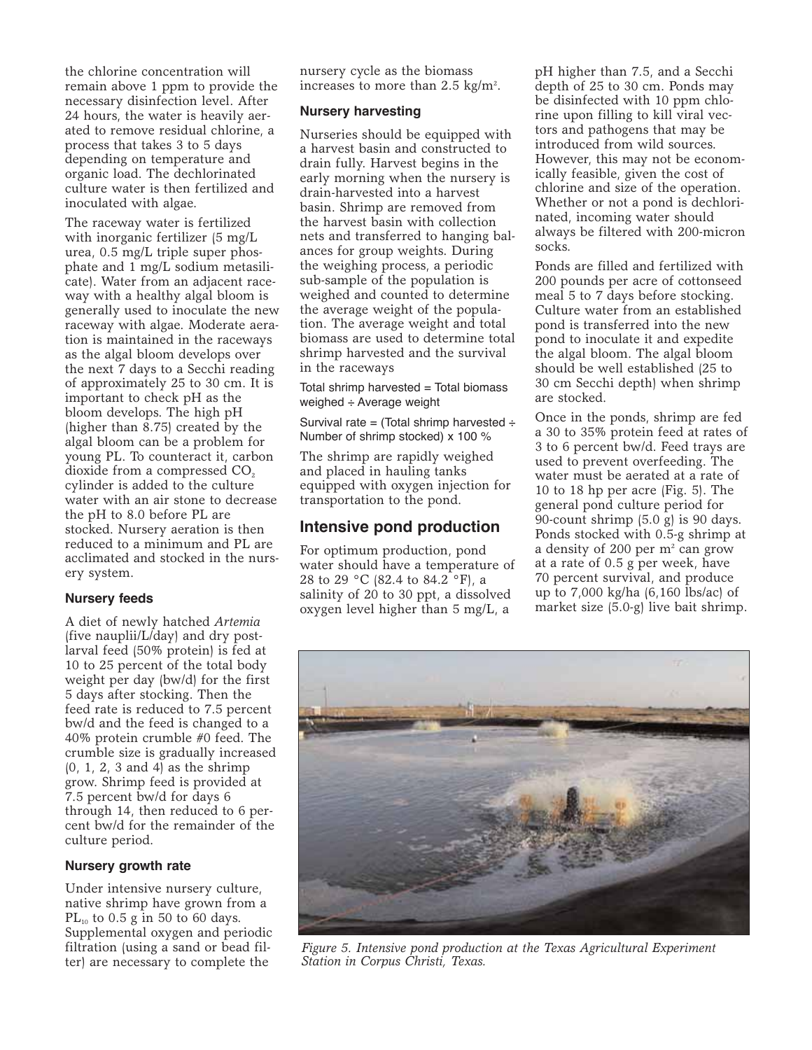the chlorine concentration will remain above 1 ppm to provide the necessary disinfection level. After 24 hours, the water is heavily aerated to remove residual chlorine, a process that takes 3 to 5 days depending on temperature and organic load. The dechlorinated culture water is then fertilized and inoculated with algae.

The raceway water is fertilized with inorganic fertilizer (5 mg/L urea, 0.5 mg/L triple super phosphate and 1 mg/L sodium metasilicate). Water from an adjacent raceway with a healthy algal bloom is generally used to inoculate the new raceway with algae. Moderate aeration is maintained in the raceways as the algal bloom develops over the next 7 days to a Secchi reading of approximately 25 to 30 cm. It is important to check pH as the bloom develops. The high pH (higher than 8.75) created by the algal bloom can be a problem for young PL. To counteract it, carbon dioxide from a compressed $CO_2$ cylinder is added to the culture water with an air stone to decrease the pH to 8.0 before PL are stocked. Nursery aeration is then reduced to a minimum and PL are acclimated and stocked in the nursery system.

### Nursery feeds

A diet of newly hatched *Artemia* (five nauplii/L/day) and dry postlarval feed (50% protein) is fed at 10 to 25 percent of the total body weight per day (bw/d) for the first 5 days after stocking. Then the feed rate is reduced to 7.5 percent bw/d and the feed is changed to a 40% protein crumble #0 feed. The crumble size is gradually increased (0, 1, 2, 3 and 4) as the shrimp grow. Shrimp feed is provided at 7.5 percent bw/d for days 6 through 14, then reduced to 6 percent bw/d for the remainder of the culture period.

### Nursery growth rate

Under intensive nursery culture, native shrimp have grown from a $PL_{10}$ to 0.5 g in 50 to 60 days. Supplemental oxygen and periodic filtration (using a sand or bead filter) are necessary to complete the nursery cycle as the biomass increases to more than 2.5 kg/m$^2$.

### Nursery harvesting

Nurseries should be equipped with a harvest basin and constructed to drain fully. Harvest begins in the early morning when the nursery is drain-harvested into a harvest basin. Shrimp are removed from the harvest basin with collection nets and transferred to hanging balances for group weights. During the weighing process, a periodic sub-sample of the population is weighed and counted to determine the average weight of the population. The average weight and total biomass are used to determine total shrimp harvested and the survival in the raceways

Total shrimp harvested = Total biomass weighed ÷ Average weight

Survival rate = (Total shrimp harvested ÷ Number of shrimp stocked) x 100 %

The shrimp are rapidly weighed and placed in hauling tanks equipped with oxygen injection for transportation to the pond.

## Intensive pond production

For optimum production, pond water should have a temperature of 28 to 29 °C (82.4 to 84.2 °F), a salinity of 20 to 30 ppt, a dissolved oxygen level higher than 5 mg/L, a pH higher than 7.5, and a Secchi depth of 25 to 30 cm. Ponds may be disinfected with 10 ppm chlorine upon filling to kill viral vectors and pathogens that may be introduced from wild sources. However, this may not be economically feasible, given the cost of chlorine and size of the operation. Whether or not a pond is dechlorinated, incoming water should always be filtered with 200-micron socks.

Ponds are filled and fertilized with 200 pounds per acre of cottonseed meal 5 to 7 days before stocking. Culture water from an established pond is transferred into the new pond to inoculate it and expedite the algal bloom. The algal bloom should be well established (25 to 30 cm Secchi depth) when shrimp are stocked.

Once in the ponds, shrimp are fed a 30 to 35% protein feed at rates of 3 to 6 percent bw/d. Feed trays are used to prevent overfeeding. The water must be aerated at a rate of 10 to 18 hp per acre (Fig. 5). The general pond culture period for 90-count shrimp (5.0 g) is 90 days. Ponds stocked with 0.5-g shrimp at a density of 200 per m$^2$ can grow at a rate of 0.5 g per week, have 70 percent survival, and produce up to 7,000 kg/ha (6,160 lbs/ac) of market size (5.0-g) live bait shrimp.

*Figure 5. Intensive pond production at the Texas Agricultural Experiment Station in Corpus Christi, Texas.*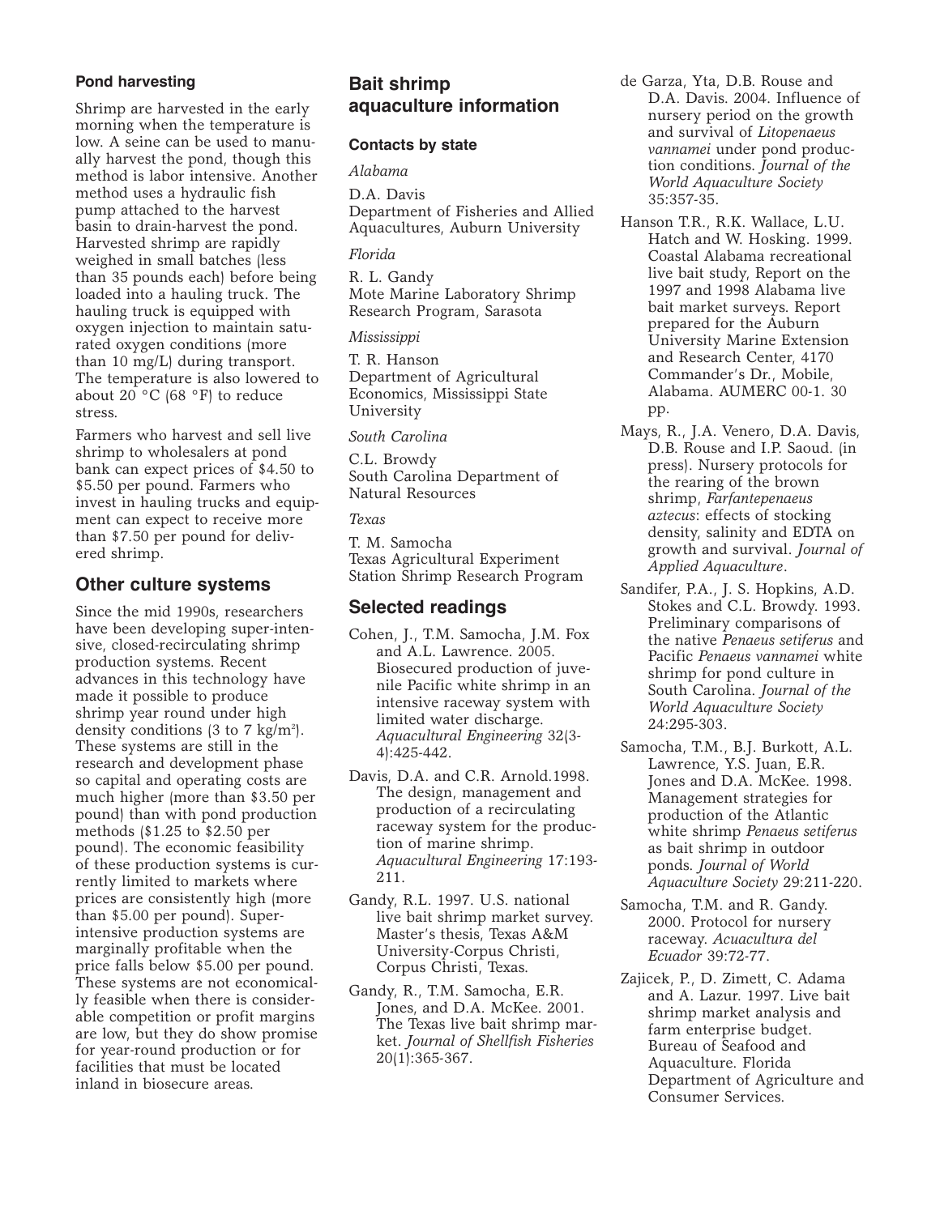### Pond harvesting

Shrimp are harvested in the early morning when the temperature is low. A seine can be used to manually harvest the pond, though this method is labor intensive. Another method uses a hydraulic fish pump attached to the harvest basin to drain-harvest the pond. Harvested shrimp are rapidly weighed in small batches (less than 35 pounds each) before being loaded into a hauling truck. The hauling truck is equipped with oxygen injection to maintain saturated oxygen conditions (more than 10 mg/L) during transport. The temperature is also lowered to about 20 °C (68 °F) to reduce stress.

Farmers who harvest and sell live shrimp to wholesalers at pond bank can expect prices of $4.50 to $5.50 per pound. Farmers who invest in hauling trucks and equipment can expect to receive more than $7.50 per pound for delivered shrimp.

## Other culture systems

Since the mid 1990s, researchers have been developing super-intensive, closed-recirculating shrimp production systems. Recent advances in this technology have made it possible to produce shrimp year round under high density conditions (3 to 7 kg/m$^2$). These systems are still in the research and development phase so capital and operating costs are much higher (more than $3.50 per pound) than with pond production methods ($1.25 to $2.50 per pound). The economic feasibility of these production systems is currently limited to markets where prices are consistently high (more than $5.00 per pound). Super-intensive production systems are marginally profitable when the price falls below $5.00 per pound. These systems are not economically feasible when there is considerable competition or profit margins are low, but they do show promise for year-round production or for facilities that must be located inland in biosecure areas.

## Bait shrimp aquaculture information

### Contacts by state

*Alabama*

D.A. Davis
Department of Fisheries and Allied Aquacultures, Auburn University

*Florida*

R. L. Gandy
Mote Marine Laboratory Shrimp Research Program, Sarasota

*Mississippi*

T. R. Hanson
Department of Agricultural Economics, Mississippi State University

*South Carolina*

C.L. Browdy
South Carolina Department of Natural Resources

*Texas*

T. M. Samocha
Texas Agricultural Experiment Station Shrimp Research Program

## Selected readings

Cohen, J., T.M. Samocha, J.M. Fox and A.L. Lawrence. 2005. Biosecured production of juvenile Pacific white shrimp in an intensive raceway system with limited water discharge. *Aquacultural Engineering* 32(3-4):425-442.

Davis, D.A. and C.R. Arnold.1998. The design, management and production of a recirculating raceway system for the production of marine shrimp. *Aquacultural Engineering* 17:193-211.

Gandy, R.L. 1997. U.S. national live bait shrimp market survey. Master's thesis, Texas A&M University-Corpus Christi, Corpus Christi, Texas.

Gandy, R., T.M. Samocha, E.R. Jones, and D.A. McKee. 2001. The Texas live bait shrimp market. *Journal of Shellfish Fisheries* 20(1):365-367.

de Garza, Yta, D.B. Rouse and D.A. Davis. 2004. Influence of nursery period on the growth and survival of *Litopenaeus vannamei* under pond production conditions. *Journal of the World Aquaculture Society* 35:357-35.

Hanson T.R., R.K. Wallace, L.U. Hatch and W. Hosking. 1999. Coastal Alabama recreational live bait study, Report on the 1997 and 1998 Alabama live bait market surveys. Report prepared for the Auburn University Marine Extension and Research Center, 4170 Commander's Dr., Mobile, Alabama. AUMERC 00-1. 30 pp.

Mays, R., J.A. Venero, D.A. Davis, D.B. Rouse and I.P. Saoud. (in press). Nursery protocols for the rearing of the brown shrimp, *Farfantepenaeus aztecus*: effects of stocking density, salinity and EDTA on growth and survival. *Journal of Applied Aquaculture*.

Sandifer, P.A., J. S. Hopkins, A.D. Stokes and C.L. Browdy. 1993. Preliminary comparisons of the native *Penaeus setiferus* and Pacific *Penaeus vannamei* white shrimp for pond culture in South Carolina. *Journal of the World Aquaculture Society* 24:295-303.

Samocha, T.M., B.J. Burkott, A.L. Lawrence, Y.S. Juan, E.R. Jones and D.A. McKee. 1998. Management strategies for production of the Atlantic white shrimp *Penaeus setiferus* as bait shrimp in outdoor ponds. *Journal of World Aquaculture Society* 29:211-220.

Samocha, T.M. and R. Gandy. 2000. Protocol for nursery raceway. *Acuacultura del Ecuador* 39:72-77.

Zajicek, P., D. Zimett, C. Adama and A. Lazur. 1997. Live bait shrimp market analysis and farm enterprise budget. Bureau of Seafood and Aquaculture. Florida Department of Agriculture and Consumer Services.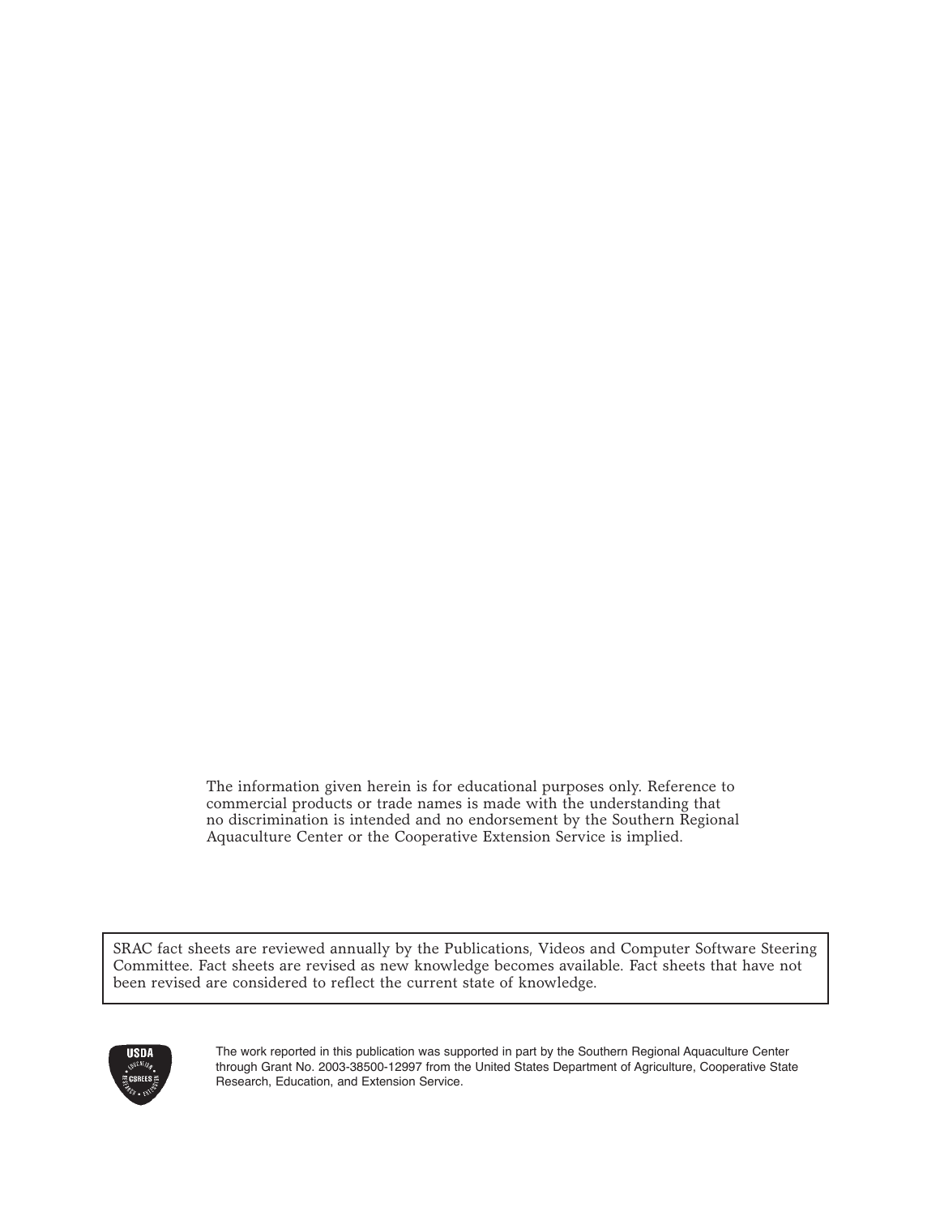The information given herein is for educational purposes only. Reference to commercial products or trade names is made with the understanding that no discrimination is intended and no endorsement by the Southern Regional Aquaculture Center or the Cooperative Extension Service is implied.

SRAC fact sheets are reviewed annually by the Publications, Videos and Computer Software Steering Committee. Fact sheets are revised as new knowledge becomes available. Fact sheets that have not been revised are considered to reflect the current state of knowledge.

The work reported in this publication was supported in part by the Southern Regional Aquaculture Center through Grant No. 2003-38500-12997 from the United States Department of Agriculture, Cooperative State Research, Education, and Extension Service.